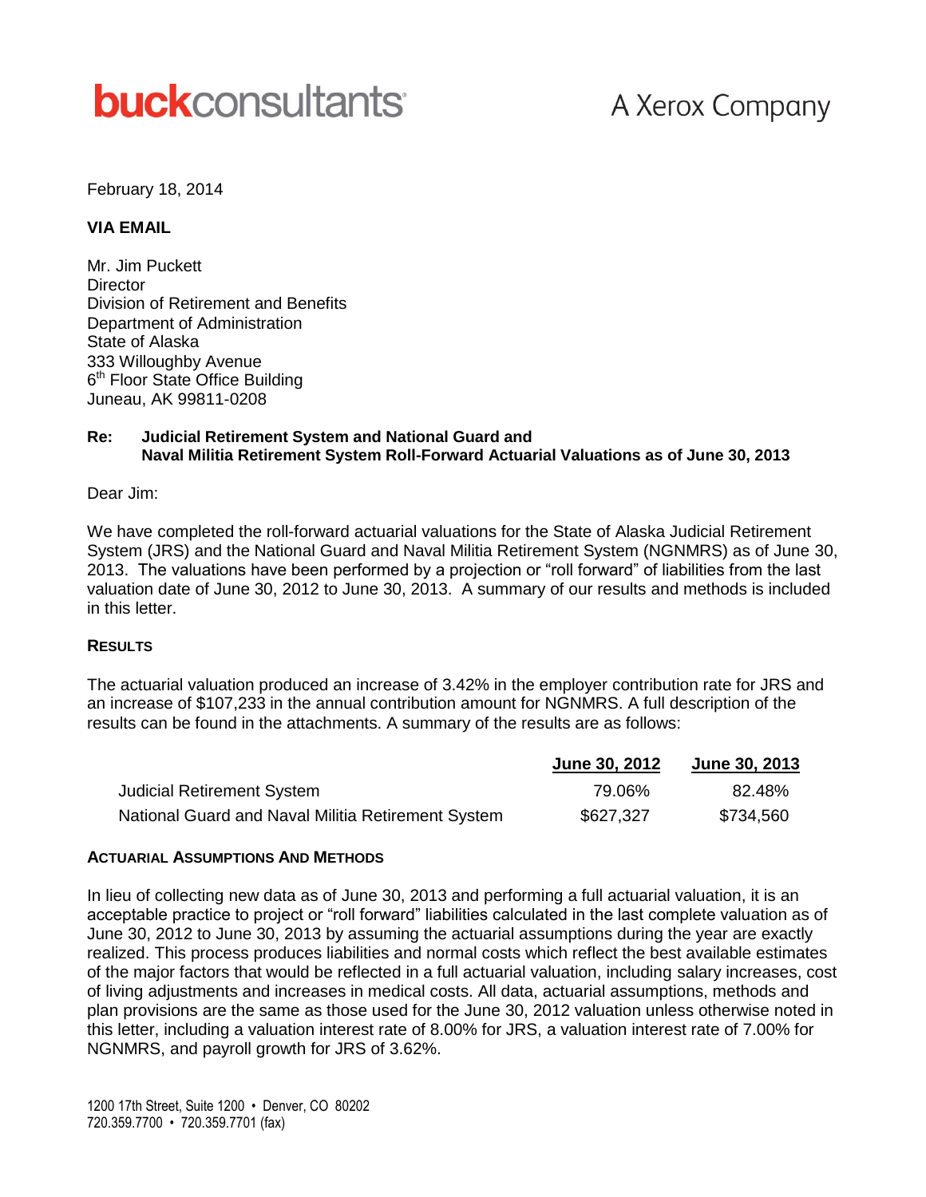**buckconsultants** A Xerox Company

February 18, 2014

**VIA EMAIL**

Mr. Jim Puckett
Director
Division of Retirement and Benefits
Department of Administration
State of Alaska
333 Willoughby Avenue
6th Floor State Office Building
Juneau, AK 99811-0208

**Re: Judicial Retirement System and National Guard and Naval Militia Retirement System Roll-Forward Actuarial Valuations as of June 30, 2013**

Dear Jim:

We have completed the roll-forward actuarial valuations for the State of Alaska Judicial Retirement System (JRS) and the National Guard and Naval Militia Retirement System (NGNMRS) as of June 30, 2013. The valuations have been performed by a projection or "roll forward" of liabilities from the last valuation date of June 30, 2012 to June 30, 2013. A summary of our results and methods is included in this letter.

**RESULTS**

The actuarial valuation produced an increase of 3.42% in the employer contribution rate for JRS and an increase of $107,233 in the annual contribution amount for NGNMRS. A full description of the results can be found in the attachments. A summary of the results are as follows:

| | June 30, 2012 | June 30, 2013 |
|---|---|---|
| Judicial Retirement System | 79.06% | 82.48% |
| National Guard and Naval Militia Retirement System | $627,327 | $734,560 |

**ACTUARIAL ASSUMPTIONS AND METHODS**

In lieu of collecting new data as of June 30, 2013 and performing a full actuarial valuation, it is an acceptable practice to project or "roll forward" liabilities calculated in the last complete valuation as of June 30, 2012 to June 30, 2013 by assuming the actuarial assumptions during the year are exactly realized. This process produces liabilities and normal costs which reflect the best available estimates of the major factors that would be reflected in a full actuarial valuation, including salary increases, cost of living adjustments and increases in medical costs. All data, actuarial assumptions, methods and plan provisions are the same as those used for the June 30, 2012 valuation unless otherwise noted in this letter, including a valuation interest rate of 8.00% for JRS, a valuation interest rate of 7.00% for NGNMRS, and payroll growth for JRS of 3.62%.

1200 17th Street, Suite 1200 • Denver, CO 80202
720.359.7700 • 720.359.7701 (fax)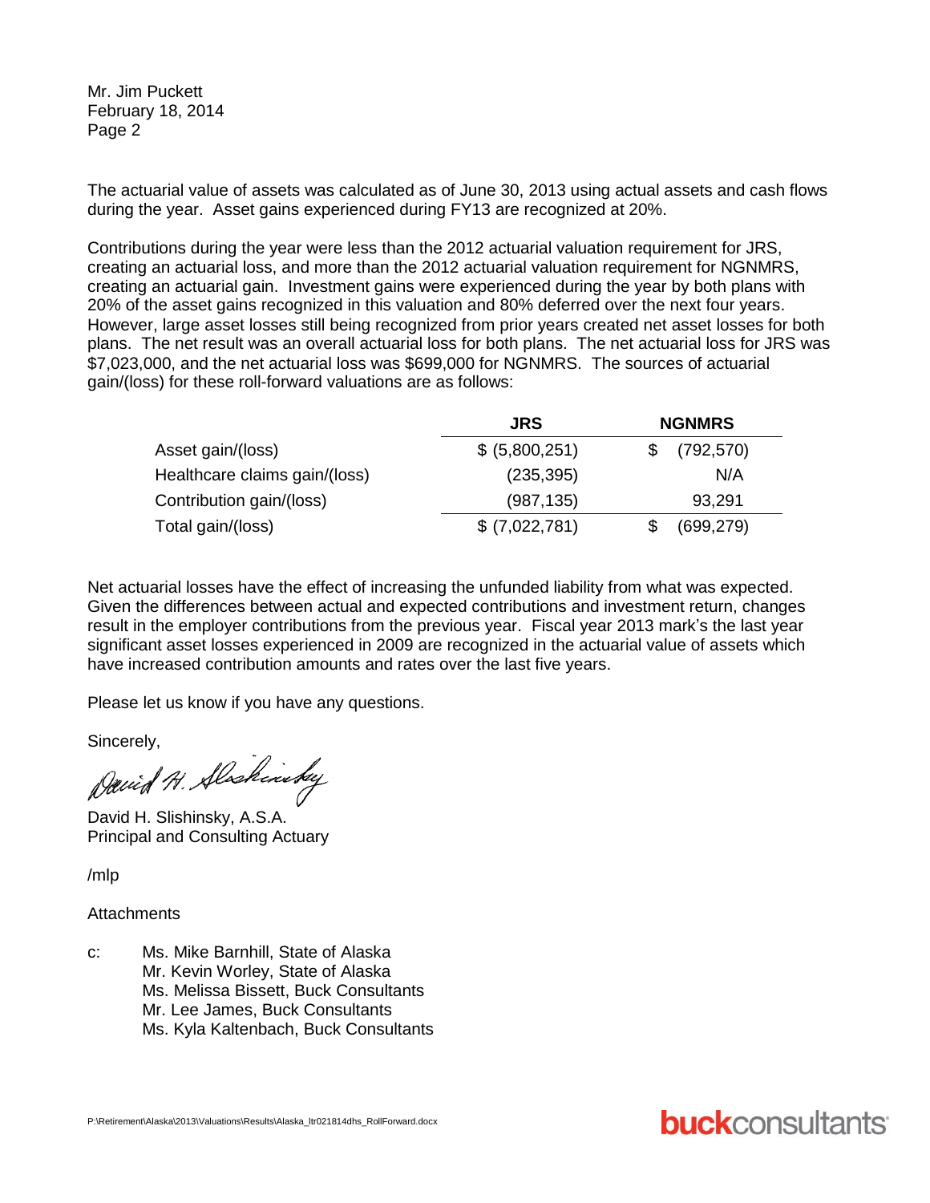Mr. Jim Puckett
February 18, 2014

The actuarial value of assets was calculated as of June 30, 2013 using actual assets and cash flows during the year. Asset gains experienced during FY13 are recognized at 20%.

Contributions during the year were less than the 2012 actuarial valuation requirement for JRS, creating an actuarial loss, and more than the 2012 actuarial valuation requirement for NGNMRS, creating an actuarial gain. Investment gains were experienced during the year by both plans with 20% of the asset gains recognized in this valuation and 80% deferred over the next four years. However, large asset losses still being recognized from prior years created net asset losses for both plans. The net result was an overall actuarial loss for both plans. The net actuarial loss for JRS was $7,023,000, and the net actuarial loss was $699,000 for NGNMRS. The sources of actuarial gain/(loss) for these roll-forward valuations are as follows:

| | JRS | NGNMRS |
|---|---|---|
| Asset gain/(loss) | $ (5,800,251) | $ (792,570) |
| Healthcare claims gain/(loss) | (235,395) | N/A |
| Contribution gain/(loss) | (987,135) | 93,291 |
| Total gain/(loss) | $ (7,022,781) | $ (699,279) |

Net actuarial losses have the effect of increasing the unfunded liability from what was expected. Given the differences between actual and expected contributions and investment return, changes result in the employer contributions from the previous year. Fiscal year 2013 mark's the last year significant asset losses experienced in 2009 are recognized in the actuarial value of assets which have increased contribution amounts and rates over the last five years.

Please let us know if you have any questions.

Sincerely,

David H. Slishinsky, A.S.A.
Principal and Consulting Actuary

/mlp

Attachments

c: Ms. Mike Barnhill, State of Alaska
Mr. Kevin Worley, State of Alaska
Ms. Melissa Bissett, Buck Consultants
Mr. Lee James, Buck Consultants
Ms. Kyla Kaltenbach, Buck Consultants

P:\Retirement\Alaska\2013\Valuations\Results\Alaska_ltr021814dhs_RollForward.docx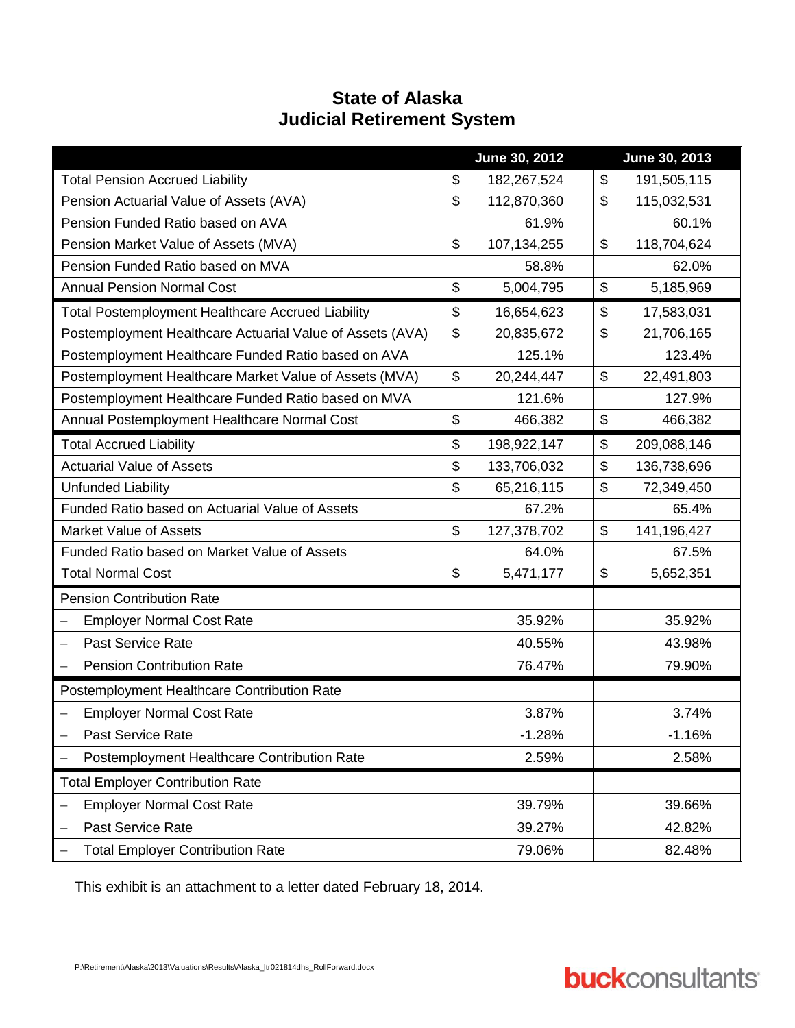# State of Alaska
# Judicial Retirement System

| | June 30, 2012 | June 30, 2013 |
|---|---|---|
| Total Pension Accrued Liability | $ 182,267,524 | $ 191,505,115 |
| Pension Actuarial Value of Assets (AVA) | $ 112,870,360 | $ 115,032,531 |
| Pension Funded Ratio based on AVA | 61.9% | 60.1% |
| Pension Market Value of Assets (MVA) | $ 107,134,255 | $ 118,704,624 |
| Pension Funded Ratio based on MVA | 58.8% | 62.0% |
| Annual Pension Normal Cost | $ 5,004,795 | $ 5,185,969 |
| Total Postemployment Healthcare Accrued Liability | $ 16,654,623 | $ 17,583,031 |
| Postemployment Healthcare Actuarial Value of Assets (AVA) | $ 20,835,672 | $ 21,706,165 |
| Postemployment Healthcare Funded Ratio based on AVA | 125.1% | 123.4% |
| Postemployment Healthcare Market Value of Assets (MVA) | $ 20,244,447 | $ 22,491,803 |
| Postemployment Healthcare Funded Ratio based on MVA | 121.6% | 127.9% |
| Annual Postemployment Healthcare Normal Cost | $ 466,382 | $ 466,382 |
| Total Accrued Liability | $ 198,922,147 | $ 209,088,146 |
| Actuarial Value of Assets | $ 133,706,032 | $ 136,738,696 |
| Unfunded Liability | $ 65,216,115 | $ 72,349,450 |
| Funded Ratio based on Actuarial Value of Assets | 67.2% | 65.4% |
| Market Value of Assets | $ 127,378,702 | $ 141,196,427 |
| Funded Ratio based on Market Value of Assets | 64.0% | 67.5% |
| Total Normal Cost | $ 5,471,177 | $ 5,652,351 |
| Pension Contribution Rate | | |
| – Employer Normal Cost Rate | 35.92% | 35.92% |
| – Past Service Rate | 40.55% | 43.98% |
| – Pension Contribution Rate | 76.47% | 79.90% |
| Postemployment Healthcare Contribution Rate | | |
| – Employer Normal Cost Rate | 3.87% | 3.74% |
| – Past Service Rate | -1.28% | -1.16% |
| – Postemployment Healthcare Contribution Rate | 2.59% | 2.58% |
| Total Employer Contribution Rate | | |
| – Employer Normal Cost Rate | 39.79% | 39.66% |
| – Past Service Rate | 39.27% | 42.82% |
| – Total Employer Contribution Rate | 79.06% | 82.48% |

This exhibit is an attachment to a letter dated February 18, 2014.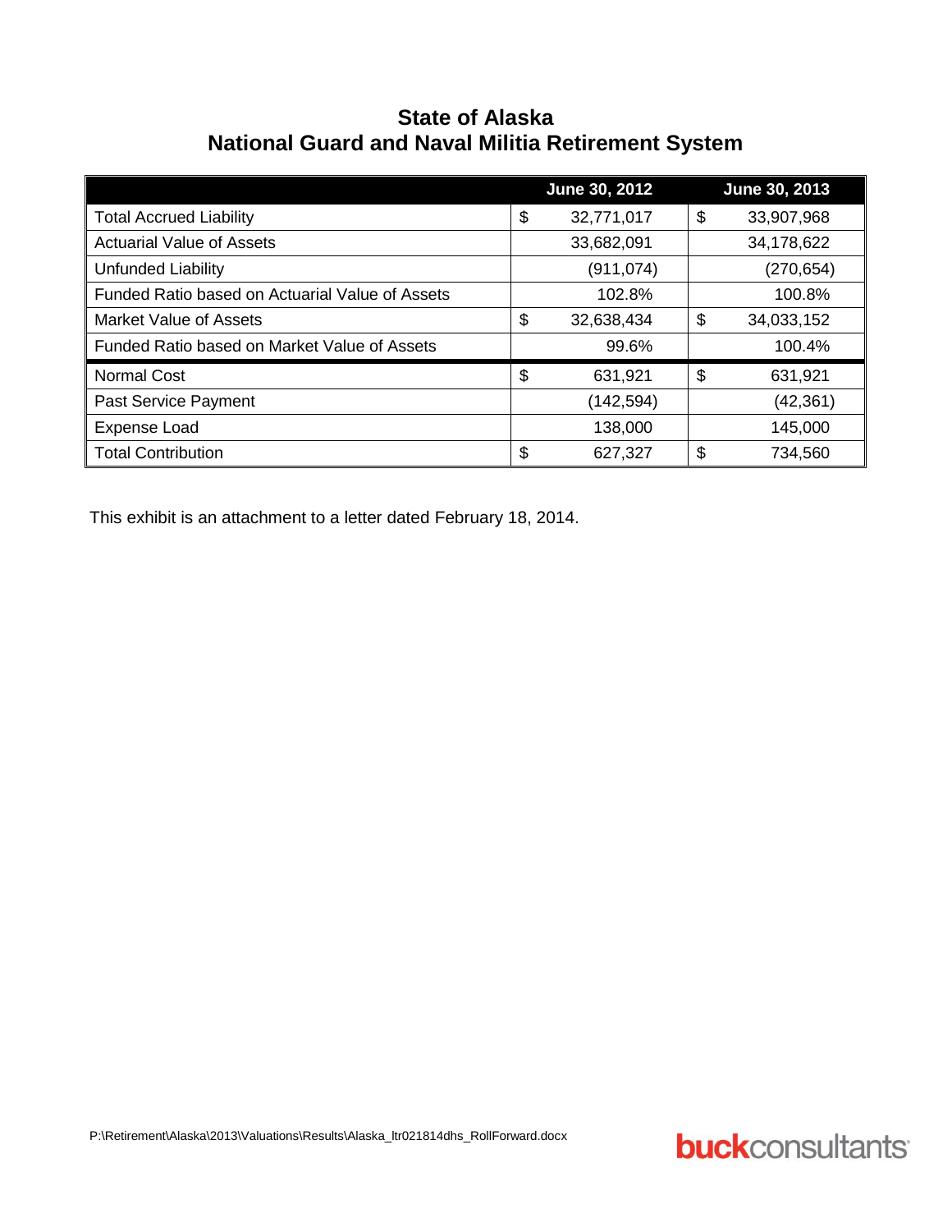# State of Alaska
# National Guard and Naval Militia Retirement System

| | June 30, 2012 | June 30, 2013 |
|---|---|---|
| Total Accrued Liability | $ 32,771,017 | $ 33,907,968 |
| Actuarial Value of Assets | 33,682,091 | 34,178,622 |
| Unfunded Liability | (911,074) | (270,654) |
| Funded Ratio based on Actuarial Value of Assets | 102.8% | 100.8% |
| Market Value of Assets | $ 32,638,434 | $ 34,033,152 |
| Funded Ratio based on Market Value of Assets | 99.6% | 100.4% |
| Normal Cost | $ 631,921 | $ 631,921 |
| Past Service Payment | (142,594) | (42,361) |
| Expense Load | 138,000 | 145,000 |
| Total Contribution | $ 627,327 | $ 734,560 |

This exhibit is an attachment to a letter dated February 18, 2014.

P:\Retirement\Alaska\2013\Valuations\Results\Alaska_ltr021814dhs_RollForward.docx

buckconsultants